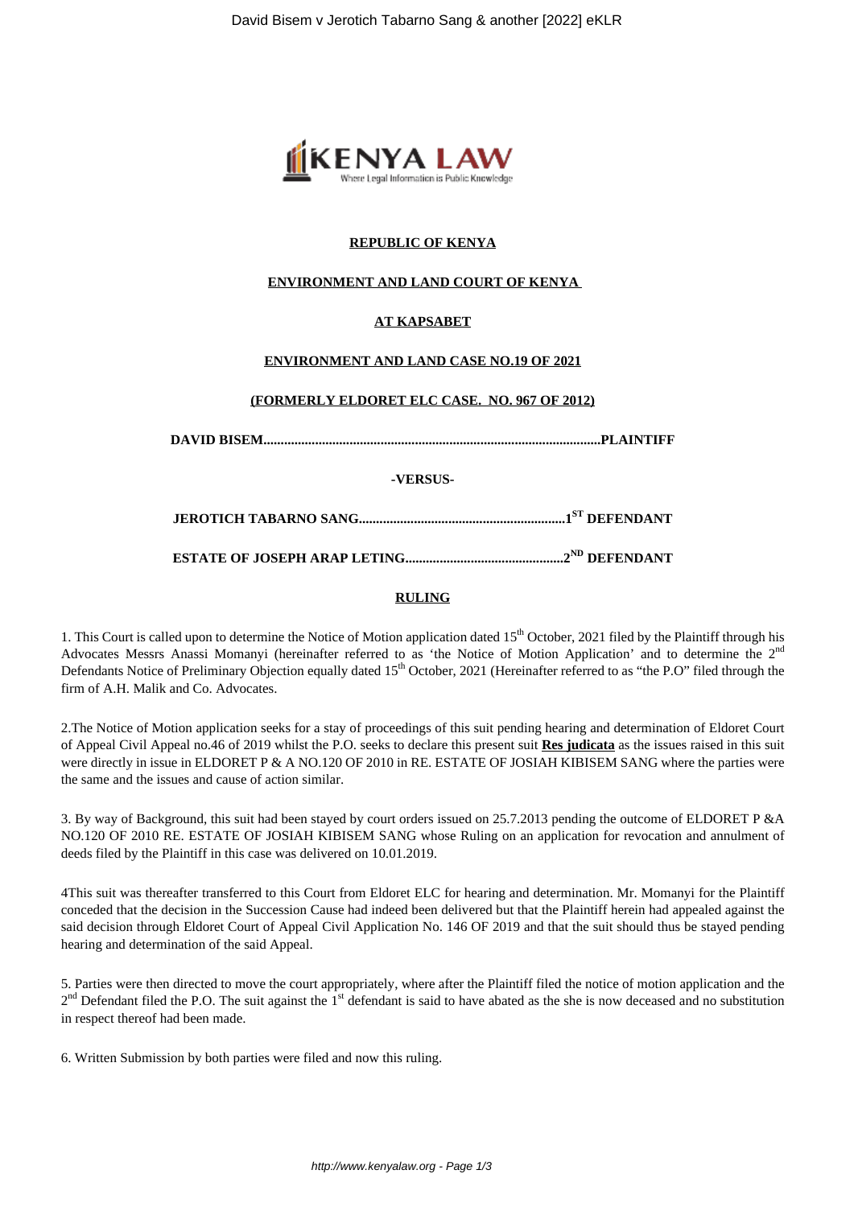**REPUBLIC OF KENYA**

**ENVIRONMENT AND LAND COURT OF KENYA**

**AT KAPSABET**

**ENVIRONMENT AND LAND CASE NO.19 OF 2021**

**(FORMERLY ELDORET ELC CASE. NO. 967 OF 2012)**

**DAVID BISEM.................................................................................................PLAINTIFF**

**-VERSUS-**

**JEROTICH TABARNO SANG............................................................1ST DEFENDANT**

**ESTATE OF JOSEPH ARAP LETING..............................................2ND DEFENDANT**

**RULING**

1. This Court is called upon to determine the Notice of Motion application dated 15th October, 2021 filed by the Plaintiff through his Advocates Messrs Anassi Momanyi (hereinafter referred to as 'the Notice of Motion Application' and to determine the 2nd Defendants Notice of Preliminary Objection equally dated 15th October, 2021 (Hereinafter referred to as "the P.O" filed through the firm of A.H. Malik and Co. Advocates.

2.The Notice of Motion application seeks for a stay of proceedings of this suit pending hearing and determination of Eldoret Court of Appeal Civil Appeal no.46 of 2019 whilst the P.O. seeks to declare this present suit **Res judicata** as the issues raised in this suit were directly in issue in ELDORET P & A NO.120 OF 2010 in RE. ESTATE OF JOSIAH KIBISEM SANG where the parties were the same and the issues and cause of action similar.

3. By way of Background, this suit had been stayed by court orders issued on 25.7.2013 pending the outcome of ELDORET P &A NO.120 OF 2010 RE. ESTATE OF JOSIAH KIBISEM SANG whose Ruling on an application for revocation and annulment of deeds filed by the Plaintiff in this case was delivered on 10.01.2019.

4This suit was thereafter transferred to this Court from Eldoret ELC for hearing and determination. Mr. Momanyi for the Plaintiff conceded that the decision in the Succession Cause had indeed been delivered but that the Plaintiff herein had appealed against the said decision through Eldoret Court of Appeal Civil Application No. 146 OF 2019 and that the suit should thus be stayed pending hearing and determination of the said Appeal.

5. Parties were then directed to move the court appropriately, where after the Plaintiff filed the notice of motion application and the 2nd Defendant filed the P.O. The suit against the 1st defendant is said to have abated as the she is now deceased and no substitution in respect thereof had been made.

6. Written Submission by both parties were filed and now this ruling.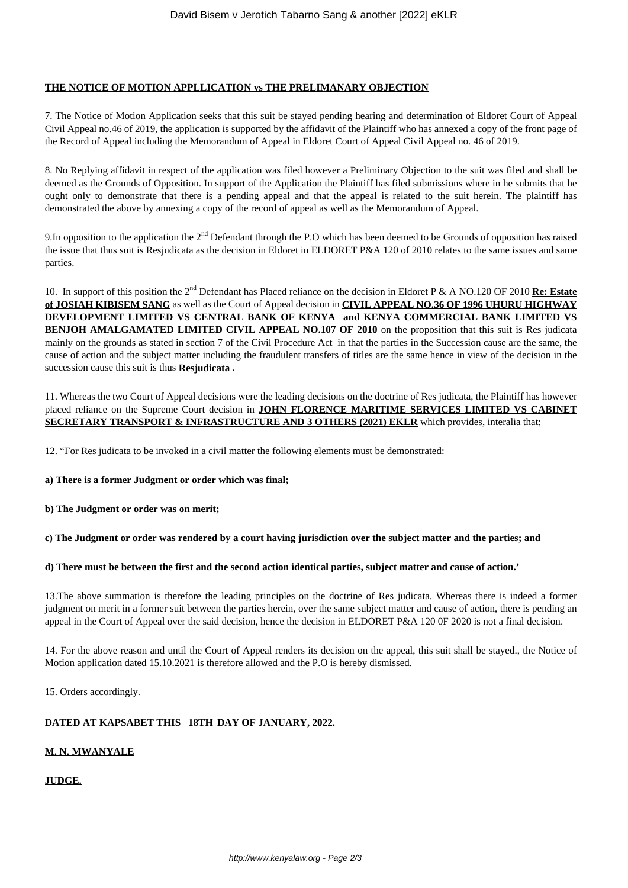**THE NOTICE OF MOTION APPLLICATION vs THE PRELIMANARY OBJECTION**

7. The Notice of Motion Application seeks that this suit be stayed pending hearing and determination of Eldoret Court of Appeal Civil Appeal no.46 of 2019, the application is supported by the affidavit of the Plaintiff who has annexed a copy of the front page of the Record of Appeal including the Memorandum of Appeal in Eldoret Court of Appeal Civil Appeal no. 46 of 2019.

8. No Replying affidavit in respect of the application was filed however a Preliminary Objection to the suit was filed and shall be deemed as the Grounds of Opposition. In support of the Application the Plaintiff has filed submissions where in he submits that he ought only to demonstrate that there is a pending appeal and that the appeal is related to the suit herein. The plaintiff has demonstrated the above by annexing a copy of the record of appeal as well as the Memorandum of Appeal.

9.In opposition to the application the 2nd Defendant through the P.O which has been deemed to be Grounds of opposition has raised the issue that thus suit is Resjudicata as the decision in Eldoret in ELDORET P&A 120 of 2010 relates to the same issues and same parties.

10. In support of this position the 2nd Defendant has Placed reliance on the decision in Eldoret P & A NO.120 OF 2010 **Re: Estate of JOSIAH KIBISEM SANG** as well as the Court of Appeal decision in **CIVIL APPEAL NO.36 OF 1996 UHURU HIGHWAY DEVELOPMENT LIMITED VS CENTRAL BANK OF KENYA and KENYA COMMERCIAL BANK LIMITED VS BENJOH AMALGAMATED LIMITED CIVIL APPEAL NO.107 OF 2010** on the proposition that this suit is Res judicata mainly on the grounds as stated in section 7 of the Civil Procedure Act in that the parties in the Succession cause are the same, the cause of action and the subject matter including the fraudulent transfers of titles are the same hence in view of the decision in the succession cause this suit is thus **Resjudicata** .

11. Whereas the two Court of Appeal decisions were the leading decisions on the doctrine of Res judicata, the Plaintiff has however placed reliance on the Supreme Court decision in **JOHN FLORENCE MARITIME SERVICES LIMITED VS CABINET SECRETARY TRANSPORT & INFRASTRUCTURE AND 3 OTHERS (2021) EKLR** which provides, interalia that;

12. "For Res judicata to be invoked in a civil matter the following elements must be demonstrated:

**a) There is a former Judgment or order which was final;**

**b) The Judgment or order was on merit;**

**c) The Judgment or order was rendered by a court having jurisdiction over the subject matter and the parties; and**

**d) There must be between the first and the second action identical parties, subject matter and cause of action.'**

13.The above summation is therefore the leading principles on the doctrine of Res judicata. Whereas there is indeed a former judgment on merit in a former suit between the parties herein, over the same subject matter and cause of action, there is pending an appeal in the Court of Appeal over the said decision, hence the decision in ELDORET P&A 120 0F 2020 is not a final decision.

14. For the above reason and until the Court of Appeal renders its decision on the appeal, this suit shall be stayed., the Notice of Motion application dated 15.10.2021 is therefore allowed and the P.O is hereby dismissed.

15. Orders accordingly.

**DATED AT KAPSABET THIS 18TH DAY OF JANUARY, 2022.**

**M. N. MWANYALE**

**JUDGE.**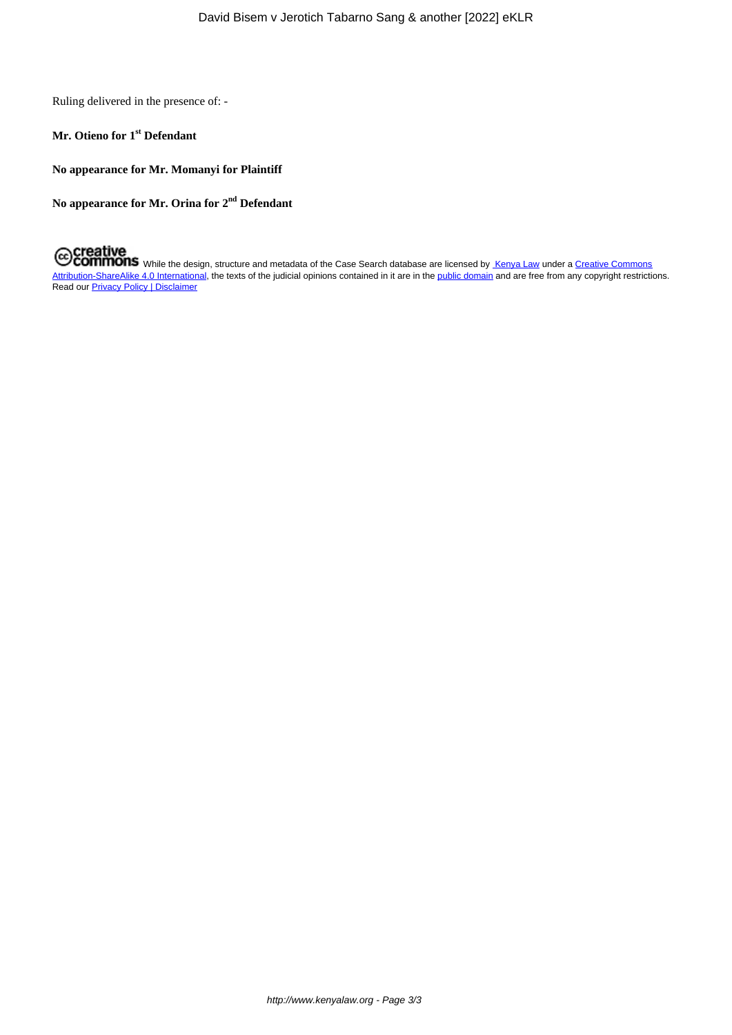Ruling delivered in the presence of: -

**Mr. Otieno for 1st Defendant**

**No appearance for Mr. Momanyi for Plaintiff**

**No appearance for Mr. Orina for 2nd Defendant**

While the design, structure and metadata of the Case Search database are licensed by Kenya Law under a Creative Commons Attribution-ShareAlike 4.0 International, the texts of the judicial opinions contained in it are in the public domain and are free from any copyright restrictions. Read our Privacy Policy | Disclaimer